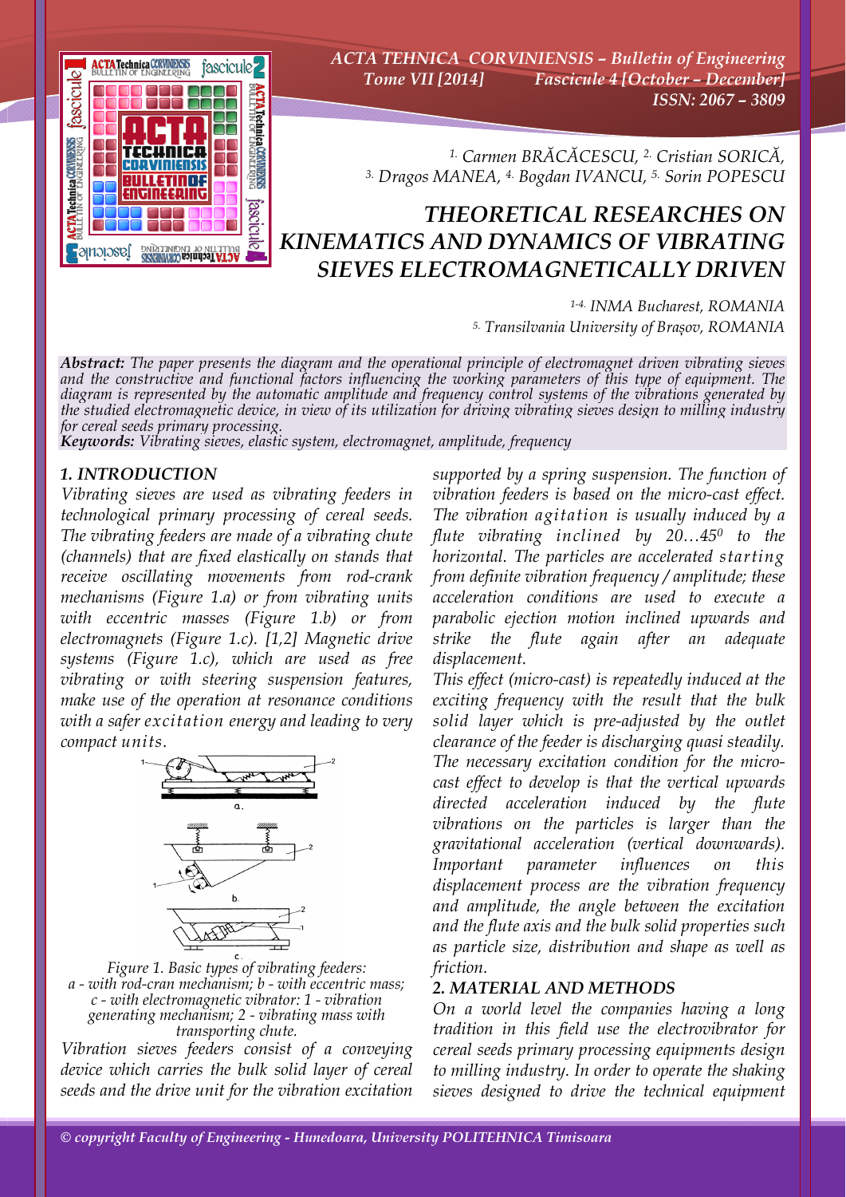[1.] Carmen BRĂCĂCESCU, [2.] Cristian SORICĂ, [3.] Dragos MANEA, [4.] Bogdan IVANCU, [5.] Sorin POPESCU

# THEORETICAL RESEARCHES ON KINEMATICS AND DYNAMICS OF VIBRATING SIEVES ELECTROMAGNETICALLY DRIVEN

[1-4.] INMA Bucharest, ROMANIA
[5.] Transilvania University of Brașov, ROMANIA

***Abstract:*** *The paper presents the diagram and the operational principle of electromagnet driven vibrating sieves and the constructive and functional factors influencing the working parameters of this type of equipment. The diagram is represented by the automatic amplitude and frequency control systems of the vibrations generated by the studied electromagnetic device, in view of its utilization for driving vibrating sieves design to milling industry for cereal seeds primary processing.*
***Keywords:*** *Vibrating sieves, elastic system, electromagnet, amplitude, frequency*

## 1. INTRODUCTION

Vibrating sieves are used as vibrating feeders in technological primary processing of cereal seeds. The vibrating feeders are made of a vibrating chute (channels) that are fixed elastically on stands that receive oscillating movements from rod-crank mechanisms (Figure 1.a) or from vibrating units with eccentric masses (Figure 1.b) or from electromagnets (Figure 1.c). [1,2] Magnetic drive systems (Figure 1.c), which are used as free vibrating or with steering suspension features, make use of the operation at resonance conditions with a safer excitation energy and leading to very compact units.

Figure 1. Basic types of vibrating feeders:
a - with rod-cran mechanism; b - with eccentric mass; c - with electromagnetic vibrator: 1 - vibration generating mechanism; 2 - vibrating mass with transporting chute.

Vibration sieves feeders consist of a conveying device which carries the bulk solid layer of cereal seeds and the drive unit for the vibration excitation supported by a spring suspension. The function of vibration feeders is based on the micro-cast effect. The vibration agitation is usually induced by a flute vibrating inclined by 20…45$^0$ to the horizontal. The particles are accelerated starting from definite vibration frequency / amplitude; these acceleration conditions are used to execute a parabolic ejection motion inclined upwards and strike the flute again after an adequate displacement.

This effect (micro-cast) is repeatedly induced at the exciting frequency with the result that the bulk solid layer which is pre-adjusted by the outlet clearance of the feeder is discharging quasi steadily. The necessary excitation condition for the micro-cast effect to develop is that the vertical upwards directed acceleration induced by the flute vibrations on the particles is larger than the gravitational acceleration (vertical downwards). Important parameter influences on this displacement process are the vibration frequency and amplitude, the angle between the excitation and the flute axis and the bulk solid properties such as particle size, distribution and shape as well as friction.

## 2. MATERIAL AND METHODS

On a world level the companies having a long tradition in this field use the electrovibrator for cereal seeds primary processing equipments design to milling industry. In order to operate the shaking sieves designed to drive the technical equipment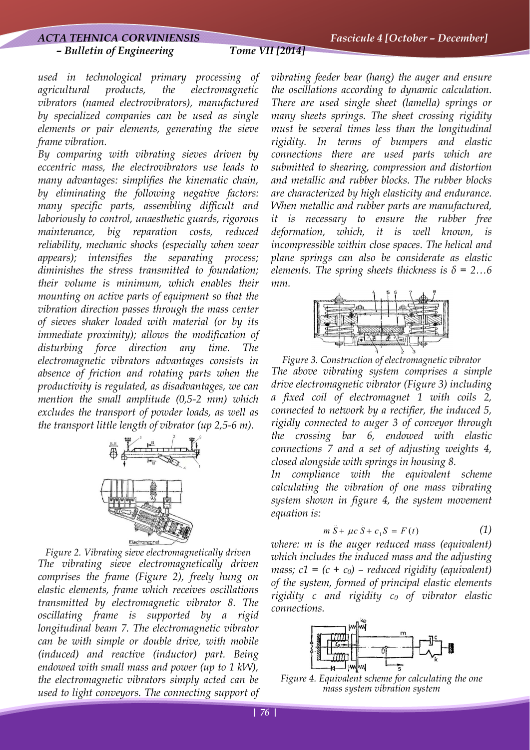*used in technological primary processing of agricultural products, the electromagnetic vibrators (named electrovibrators), manufactured by specialized companies can be used as single elements or pair elements, generating the sieve frame vibration.*

*By comparing with vibrating sieves driven by eccentric mass, the electrovibrators use leads to many advantages: simplifies the kinematic chain, by eliminating the following negative factors: many specific parts, assembling difficult and laboriously to control, unaesthetic guards, rigorous maintenance, big reparation costs, reduced reliability, mechanic shocks (especially when wear appears); intensifies the separating process; diminishes the stress transmitted to foundation; their volume is minimum, which enables their mounting on active parts of equipment so that the vibration direction passes through the mass center of sieves shaker loaded with material (or by its immediate proximity); allows the modification of disturbing force direction any time. The electromagnetic vibrators advantages consists in absence of friction and rotating parts when the productivity is regulated, as disadvantages, we can mention the small amplitude (0,5-2 mm) which excludes the transport of powder loads, as well as the transport little length of vibrator (up 2,5-6 m).*

*Figure 2. Vibrating sieve electromagnetically driven*

*The vibrating sieve electromagnetically driven comprises the frame (Figure 2), freely hung on elastic elements, frame which receives oscillations transmitted by electromagnetic vibrator 8. The oscillating frame is supported by a rigid longitudinal beam 7. The electromagnetic vibrator can be with simple or double drive, with mobile (induced) and reactive (inductor) part. Being endowed with small mass and power (up to 1 kW), the electromagnetic vibrators simply acted can be used to light conveyors. The connecting support of vibrating feeder bear (hang) the auger and ensure the oscillations according to dynamic calculation. There are used single sheet (lamella) springs or many sheets springs. The sheet crossing rigidity must be several times less than the longitudinal rigidity. In terms of bumpers and elastic connections there are used parts which are submitted to shearing, compression and distortion and metallic and rubber blocks. The rubber blocks are characterized by high elasticity and endurance. When metallic and rubber parts are manufactured, it is necessary to ensure the rubber free deformation, which, it is well known, is incompressible within close spaces. The helical and plane springs can also be considerate as elastic elements. The spring sheets thickness is $\delta$ = 2…6 mm.*

*Figure 3. Construction of electromagnetic vibrator*

*The above vibrating system comprises a simple drive electromagnetic vibrator (Figure 3) including a fixed coil of electromagnet 1 with coils 2, connected to network by a rectifier, the induced 5, rigidly connected to auger 3 of conveyor through the crossing bar 6, endowed with elastic connections 7 and a set of adjusting weights 4, closed alongside with springs in housing 8.*

*In compliance with the equivalent scheme calculating the vibration of one mass vibrating system shown in figure 4, the system movement equation is:*

$$m\ddot{S} + \mu c\dot{S} + c_1 S = F(t) \qquad (1)$$

*where: m is the auger reduced mass (equivalent) which includes the induced mass and the adjusting mass; $c1 = (c + c_0)$ – reduced rigidity (equivalent) of the system, formed of principal elastic elements rigidity c and rigidity $c_0$ of vibrator elastic connections.*

*Figure 4. Equivalent scheme for calculating the one mass system vibration system*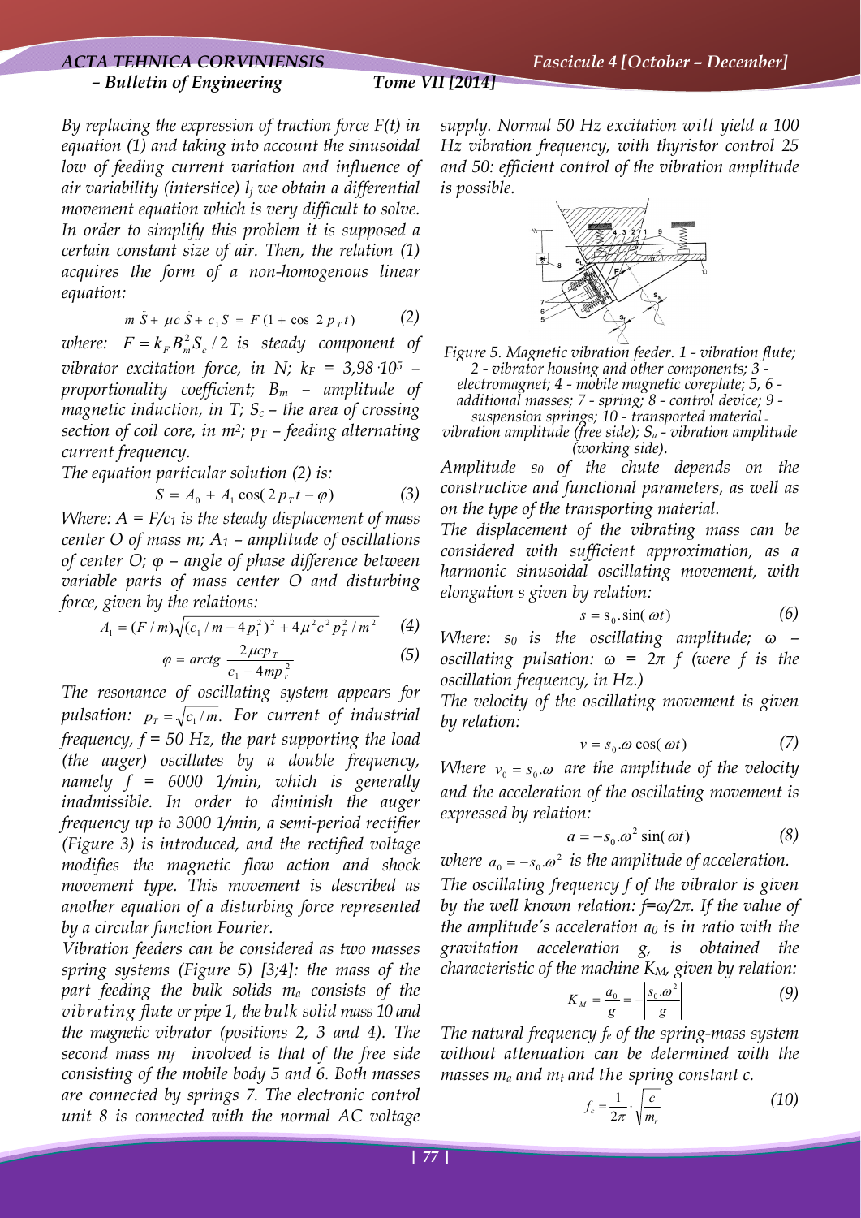*By replacing the expression of traction force F(t) in equation (1) and taking into account the sinusoidal low of feeding current variation and influence of air variability (interstice) $l_j$ we obtain a differential movement equation which is very difficult to solve. In order to simplify this problem it is supposed a certain constant size of air. Then, the relation (1) acquires the form of a non-homogenous linear equation:*

$$m\ddot{S} + \mu c\dot{S} + c_1 S = F(1 + \cos 2p_T t) \qquad (2)$$

*where: $F = k_F B_m^2 S_c / 2$ is steady component of vibrator excitation force, in N; $k_F = 3{,}98 \cdot 10^5$ – proportionality coefficient; $B_m$ – amplitude of magnetic induction, in T; $S_c$ – the area of crossing section of coil core, in m²; $p_T$ – feeding alternating current frequency.*

*The equation particular solution (2) is:*

$$S = A_0 + A_1 \cos(2p_T t - \varphi) \qquad (3)$$

*Where: $A = F/c_1$ is the steady displacement of mass center O of mass m; $A_1$ – amplitude of oscillations of center O; φ – angle of phase difference between variable parts of mass center O and disturbing force, given by the relations:*

$$A_1 = (F/m)\sqrt{(c_1/m - 4p_1^2)^2 + 4\mu^2 c^2 p_T^2 / m^2} \qquad (4)$$

$$\varphi = arctg\,\frac{2\mu c p_T}{c_1 - 4mp_r^2} \qquad (5)$$

*The resonance of oscillating system appears for pulsation: $p_T = \sqrt{c_1/m}$. For current of industrial frequency, f = 50 Hz, the part supporting the load (the auger) oscillates by a double frequency, namely f = 6000 1/min, which is generally inadmissible. In order to diminish the auger frequency up to 3000 1/min, a semi-period rectifier (Figure 3) is introduced, and the rectified voltage modifies the magnetic flow action and shock movement type. This movement is described as another equation of a disturbing force represented by a circular function Fourier.*

*Vibration feeders can be considered as two masses spring systems (Figure 5) [3;4]: the mass of the part feeding the bulk solids $m_a$ consists of the vibrating flute or pipe 1, the bulk solid mass 10 and the magnetic vibrator (positions 2, 3 and 4). The second mass $m_f$ involved is that of the free side consisting of the mobile body 5 and 6. Both masses are connected by springs 7. The electronic control unit 8 is connected with the normal AC voltage supply. Normal 50 Hz excitation will yield a 100 Hz vibration frequency, with thyristor control 25 and 50: efficient control of the vibration amplitude is possible.*

*Figure 5. Magnetic vibration feeder. 1 - vibration flute; 2 - vibrator housing and other components; 3 - electromagnet; 4 - mobile magnetic coreplate; 5, 6 - additional masses; 7 - spring; 8 - control device; 9 - suspension springs; 10 - transported material - vibration amplitude (free side); $S_a$ - vibration amplitude (working side).*

*Amplitude $s_0$ of the chute depends on the constructive and functional parameters, as well as on the type of the transporting material.*

*The displacement of the vibrating mass can be considered with sufficient approximation, as a harmonic sinusoidal oscillating movement, with elongation s given by relation:*

$$s = s_0 . \sin(\omega t) \qquad (6)$$

*Where: $s_0$ is the oscillating amplitude; ω – oscillating pulsation: ω = 2π f (were f is the oscillation frequency, in Hz.)*

*The velocity of the oscillating movement is given by relation:*

$$v = s_0 . \omega \cos(\omega t) \qquad (7)$$

*Where $v_0 = s_0 . \omega$ are the amplitude of the velocity and the acceleration of the oscillating movement is expressed by relation:*

$$a = -s_0 . \omega^2 \sin(\omega t) \qquad (8)$$

*where $a_0 = -s_0 . \omega^2$ is the amplitude of acceleration.*

*The oscillating frequency f of the vibrator is given by the well known relation: f=ω/2π. If the value of the amplitude's acceleration $a_0$ is in ratio with the gravitation acceleration g, is obtained the characteristic of the machine $K_M$, given by relation:*

$$K_M = \frac{a_0}{g} = -\left|\frac{s_0 . \omega^2}{g}\right| \qquad (9)$$

*The natural frequency $f_e$ of the spring-mass system without attenuation can be determined with the masses $m_a$ and $m_t$ and the spring constant c.*

$$f_c = \frac{1}{2\pi} \cdot \sqrt{\frac{c}{m_r}} \qquad (10)$$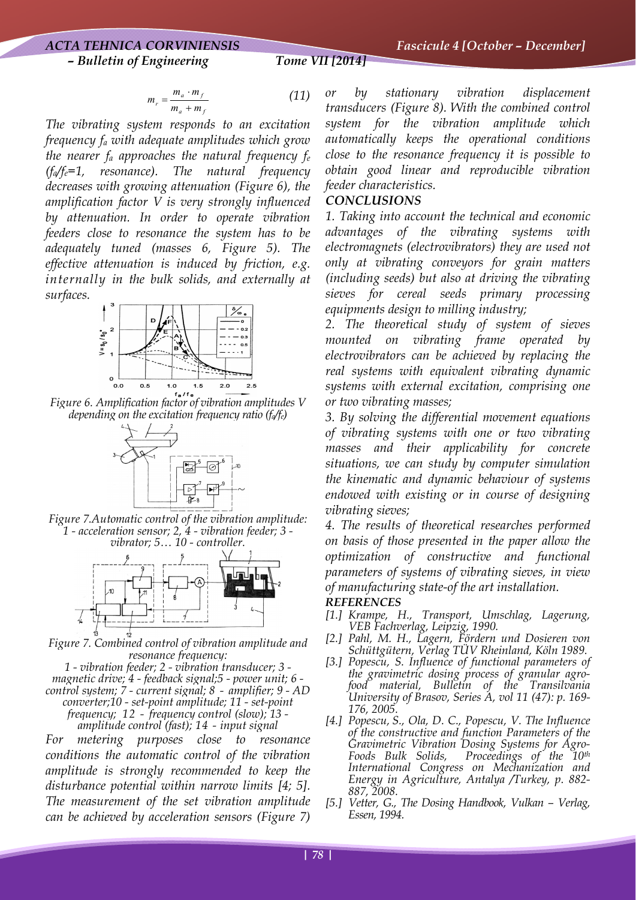$$m_r = \frac{m_a \cdot m_f}{m_a + m_f} \quad (11)$$

The vibrating system responds to an excitation frequency $f_a$ with adequate amplitudes which grow the nearer $f_a$ approaches the natural frequency $f_e$ ($f_a/f_e=1$, resonance). The natural frequency decreases with growing attenuation (Figure 6), the amplification factor V is very strongly influenced by attenuation. In order to operate vibration feeders close to resonance the system has to be adequately tuned (masses 6, Figure 5). The effective attenuation is induced by friction, e.g. internally in the bulk solids, and externally at surfaces.

Figure 6. Amplification factor of vibration amplitudes V depending on the excitation frequency ratio ($f_a/f_e$)

Figure 7.Automatic control of the vibration amplitude: 1 - acceleration sensor; 2, 4 - vibration feeder; 3 - vibrator; 5… 10 - controller.

Figure 7. Combined control of vibration amplitude and resonance frequency:
1 - vibration feeder; 2 - vibration transducer; 3 - magnetic drive; 4 - feedback signal;5 - power unit; 6 - control system; 7 - current signal; 8 - amplifier; 9 - AD converter;10 - set-point amplitude; 11 - set-point frequency; 12 - frequency control (slow); 13 - amplitude control (fast); 14 - input signal

For metering purposes close to resonance conditions the automatic control of the vibration amplitude is strongly recommended to keep the disturbance potential within narrow limits [4; 5]. The measurement of the set vibration amplitude can be achieved by acceleration sensors (Figure 7) or by stationary vibration displacement transducers (Figure 8). With the combined control system for the vibration amplitude which automatically keeps the operational conditions close to the resonance frequency it is possible to obtain good linear and reproducible vibration feeder characteristics.

## CONCLUSIONS

1. Taking into account the technical and economic advantages of the vibrating systems with electromagnets (electrovibrators) they are used not only at vibrating conveyors for grain matters (including seeds) but also at driving the vibrating sieves for cereal seeds primary processing equipments design to milling industry;

2. The theoretical study of system of sieves mounted on vibrating frame operated by electrovibrators can be achieved by replacing the real systems with equivalent vibrating dynamic systems with external excitation, comprising one or two vibrating masses;

3. By solving the differential movement equations of vibrating systems with one or two vibrating masses and their applicability for concrete situations, we can study by computer simulation the kinematic and dynamic behaviour of systems endowed with existing or in course of designing vibrating sieves;

4. The results of theoretical researches performed on basis of those presented in the paper allow the optimization of constructive and functional parameters of systems of vibrating sieves, in view of manufacturing state-of the art installation.

## REFERENCES

[1.] Krampe, H., Transport, Umschlag, Lagerung, VEB Fachverlag, Leipzig, 1990.

[2.] Pahl, M. H., Lagern, Fördern und Dosieren von Schüttgütern, Verlag TÜV Rheinland, Köln 1989.

[3.] Popescu, S. Influence of functional parameters of the gravimetric dosing process of granular agro-food material, Bulletin of the Transilvania University of Brasov, Series A, vol 11 (47): p. 169-176, 2005.

[4.] Popescu, S., Ola, D. C., Popescu, V. The Influence of the constructive and function Parameters of the Gravimetric Vibration Dosing Systems for Agro-Foods Bulk Solids, Proceedings of the 10th International Congress on Mechanization and Energy in Agriculture, Antalya /Turkey, p. 882-887, 2008.

[5.] Vetter, G., The Dosing Handbook, Vulkan – Verlag, Essen, 1994.